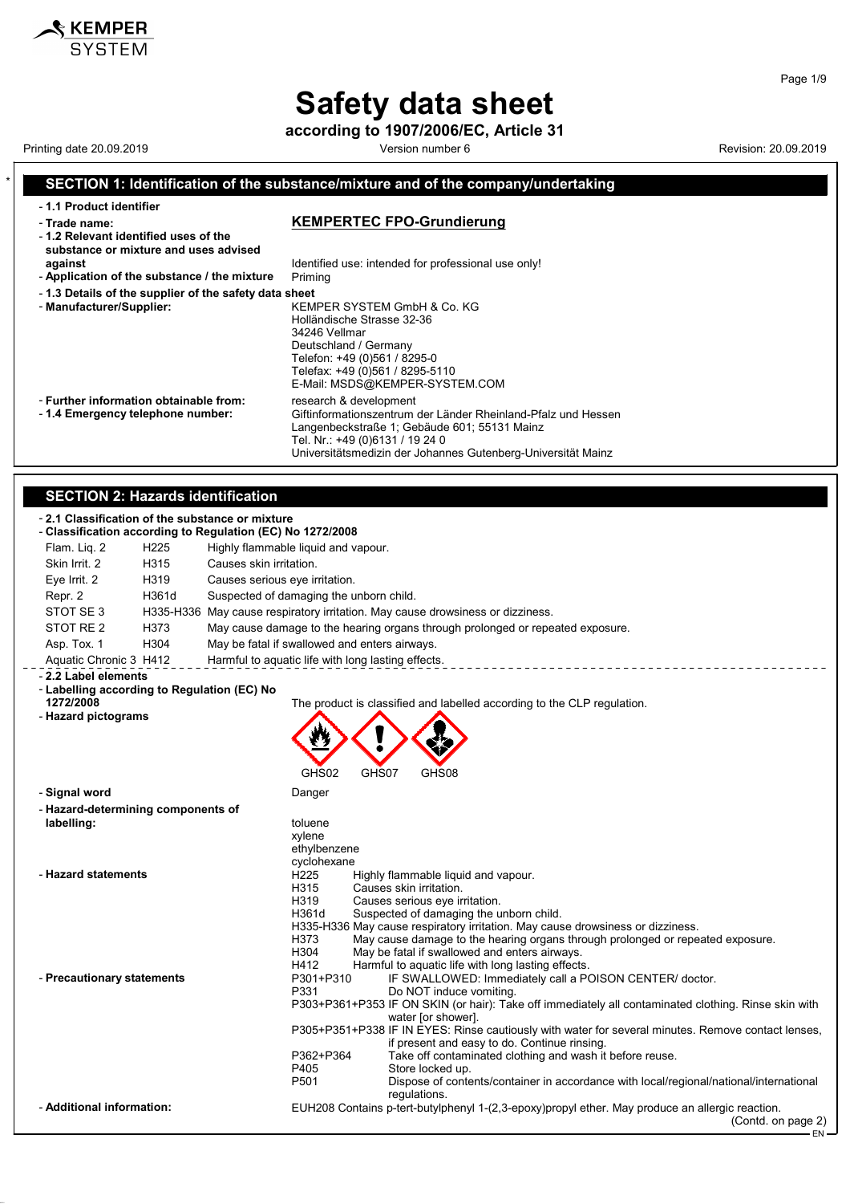# Safety data sheet

**according to 1907/2006/EC, Article 31**

Printing date 20.09.2019 | Version number 6 | Revision: 20.09.2019

## SECTION 1: Identification of the substance/mixture and of the company/undertaking

- **1.1 Product identifier**
- **Trade name:** **KEMPERTEC FPO-Grundierung**
- **1.2 Relevant identified uses of the substance or mixture and uses advised against** Identified use: intended for professional use only!
- **Application of the substance / the mixture** Priming
- **1.3 Details of the supplier of the safety data sheet**
- **Manufacturer/Supplier:**
  KEMPER SYSTEM GmbH & Co. KG
  Holländische Strasse 32-36
  34246 Vellmar
  Deutschland / Germany
  Telefon: +49 (0)561 / 8295-0
  Telefax: +49 (0)561 / 8295-5110
  E-Mail: MSDS@KEMPER-SYSTEM.COM
- **Further information obtainable from:** research & development
- **1.4 Emergency telephone number:**
  Giftinformationszentrum der Länder Rheinland-Pfalz und Hessen
  Langenbeckstraße 1; Gebäude 601; 55131 Mainz
  Tel. Nr.: +49 (0)6131 / 19 24 0
  Universitätsmedizin der Johannes Gutenberg-Universität Mainz

## SECTION 2: Hazards identification

- **2.1 Classification of the substance or mixture**
- **Classification according to Regulation (EC) No 1272/2008**

| | | |
|---|---|---|
| Flam. Liq. 2 | H225 | Highly flammable liquid and vapour. |
| Skin Irrit. 2 | H315 | Causes skin irritation. |
| Eye Irrit. 2 | H319 | Causes serious eye irritation. |
| Repr. 2 | H361d | Suspected of damaging the unborn child. |
| STOT SE 3 | H335-H336 | May cause respiratory irritation. May cause drowsiness or dizziness. |
| STOT RE 2 | H373 | May cause damage to the hearing organs through prolonged or repeated exposure. |
| Asp. Tox. 1 | H304 | May be fatal if swallowed and enters airways. |
| Aquatic Chronic 3 | H412 | Harmful to aquatic life with long lasting effects. |

- **2.2 Label elements**
- **Labelling according to Regulation (EC) No 1272/2008** The product is classified and labelled according to the CLP regulation.
- **Hazard pictograms**

  GHS02 GHS07 GHS08

- **Signal word** Danger
- **Hazard-determining components of labelling:**
  toluene
  xylene
  ethylbenzene
  cyclohexane
- **Hazard statements**
  - H225 Highly flammable liquid and vapour.
  - H315 Causes skin irritation.
  - H319 Causes serious eye irritation.
  - H361d Suspected of damaging the unborn child.
  - H335-H336 May cause respiratory irritation. May cause drowsiness or dizziness.
  - H373 May cause damage to the hearing organs through prolonged or repeated exposure.
  - H304 May be fatal if swallowed and enters airways.
  - H412 Harmful to aquatic life with long lasting effects.
- **Precautionary statements**
  - P301+P310 IF SWALLOWED: Immediately call a POISON CENTER/ doctor.
  - P331 Do NOT induce vomiting.
  - P303+P361+P353 IF ON SKIN (or hair): Take off immediately all contaminated clothing. Rinse skin with water [or shower].
  - P305+P351+P338 IF IN EYES: Rinse cautiously with water for several minutes. Remove contact lenses, if present and easy to do. Continue rinsing.
  - P362+P364 Take off contaminated clothing and wash it before reuse.
  - P405 Store locked up.
  - P501 Dispose of contents/container in accordance with local/regional/national/international regulations.
- **Additional information:** EUH208 Contains p-tert-butylphenyl 1-(2,3-epoxy)propyl ether. May produce an allergic reaction.

(Contd. on page 2)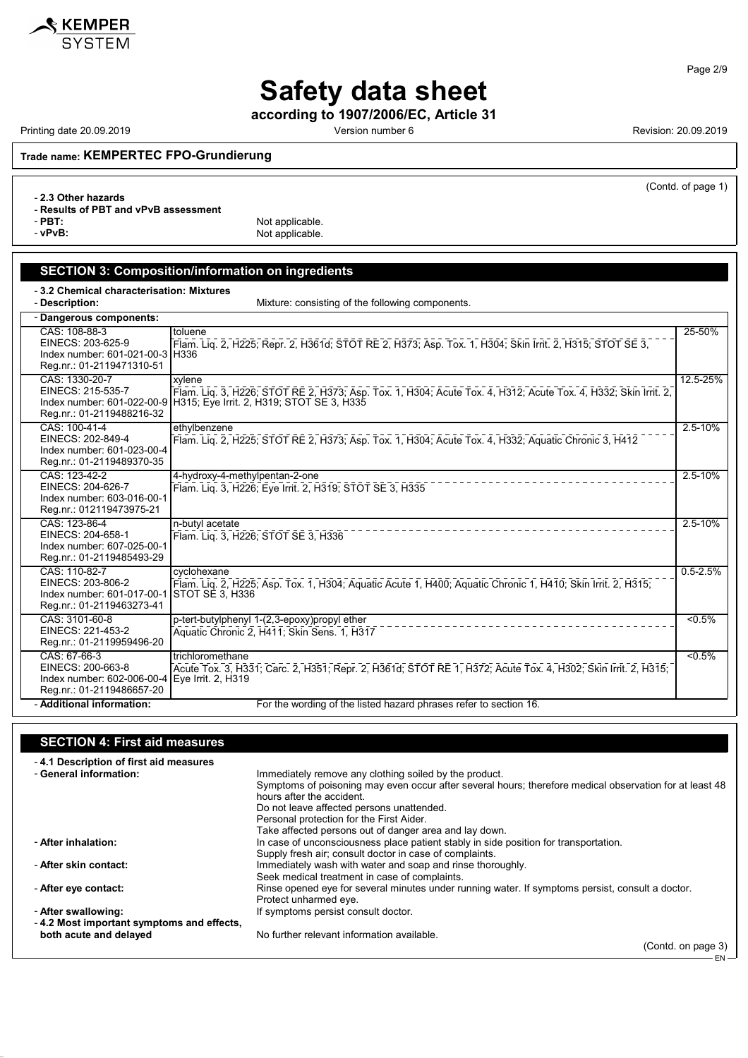# Safety data sheet

**according to 1907/2006/EC, Article 31**

Printing date 20.09.2019 Version number 6 Revision: 20.09.2019

**Trade name: KEMPERTEC FPO-Grundierung**

(Contd. of page 1)

- **2.3 Other hazards**
- **Results of PBT and vPvB assessment**
- **PBT:** Not applicable.
- **vPvB:** Not applicable.

## SECTION 3: Composition/information on ingredients

- **3.2 Chemical characterisation: Mixtures**
- **Description:** Mixture: consisting of the following components.

- **Dangerous components:**

| Identifiers | Component / Classification | Concentration |
|---|---|---|
| CAS: 108-88-3<br>EINECS: 203-625-9<br>Index number: 601-021-00-3<br>Reg.nr.: 01-2119471310-51 | toluene<br>Flam. Liq. 2, H225; Repr. 2, H361d; STOT RE 2, H373; Asp. Tox. 1, H304; Skin Irrit. 2, H315; STOT SE 3, H336 | 25-50% |
| CAS: 1330-20-7<br>EINECS: 215-535-7<br>Index number: 601-022-00-9<br>Reg.nr.: 01-2119488216-32 | xylene<br>Flam. Liq. 3, H226; STOT RE 2, H373; Asp. Tox. 1, H304; Acute Tox. 4, H312; Acute Tox. 4, H332; Skin Irrit. 2, H315; Eye Irrit. 2, H319; STOT SE 3, H335 | 12.5-25% |
| CAS: 100-41-4<br>EINECS: 202-849-4<br>Index number: 601-023-00-4<br>Reg.nr.: 01-2119489370-35 | ethylbenzene<br>Flam. Liq. 2, H225; STOT RE 2, H373; Asp. Tox. 1, H304; Acute Tox. 4, H332; Aquatic Chronic 3, H412 | 2.5-10% |
| CAS: 123-42-2<br>EINECS: 204-626-7<br>Index number: 603-016-00-1<br>Reg.nr.: 012119473975-21 | 4-hydroxy-4-methylpentan-2-one<br>Flam. Liq. 3, H226; Eye Irrit. 2, H319; STOT SE 3, H335 | 2.5-10% |
| CAS: 123-86-4<br>EINECS: 204-658-1<br>Index number: 607-025-00-1<br>Reg.nr.: 01-2119485493-29 | n-butyl acetate<br>Flam. Liq. 3, H226; STOT SE 3, H336 | 2.5-10% |
| CAS: 110-82-7<br>EINECS: 203-806-2<br>Index number: 601-017-00-1<br>Reg.nr.: 01-2119463273-41 | cyclohexane<br>Flam. Liq. 2, H225; Asp. Tox. 1, H304; Aquatic Acute 1, H400; Aquatic Chronic 1, H410; Skin Irrit. 2, H315; STOT SE 3, H336 | 0.5-2.5% |
| CAS: 3101-60-8<br>EINECS: 221-453-2<br>Reg.nr.: 01-2119959496-20 | p-tert-butylphenyl 1-(2,3-epoxy)propyl ether<br>Aquatic Chronic 2, H411; Skin Sens. 1, H317 | <0.5% |
| CAS: 67-66-3<br>EINECS: 200-663-8<br>Index number: 602-006-00-4<br>Reg.nr.: 01-2119486657-20 | trichloromethane<br>Acute Tox. 3, H331; Carc. 2, H351; Repr. 2, H361d; STOT RE 1, H372; Acute Tox. 4, H302; Skin Irrit. 2, H315; Eye Irrit. 2, H319 | <0.5% |

- **Additional information:** For the wording of the listed hazard phrases refer to section 16.

## SECTION 4: First aid measures

- **4.1 Description of first aid measures**
- **General information:** Immediately remove any clothing soiled by the product.
  Symptoms of poisoning may even occur after several hours; therefore medical observation for at least 48 hours after the accident.
  Do not leave affected persons unattended.
  Personal protection for the First Aider.
  Take affected persons out of danger area and lay down.
- **After inhalation:** In case of unconsciousness place patient stably in side position for transportation.
  Supply fresh air; consult doctor in case of complaints.
- **After skin contact:** Immediately wash with water and soap and rinse thoroughly.
  Seek medical treatment in case of complaints.
- **After eye contact:** Rinse opened eye for several minutes under running water. If symptoms persist, consult a doctor.
  Protect unharmed eye.
- **After swallowing:** If symptoms persist consult doctor.
- **4.2 Most important symptoms and effects, both acute and delayed** No further relevant information available.

(Contd. on page 3)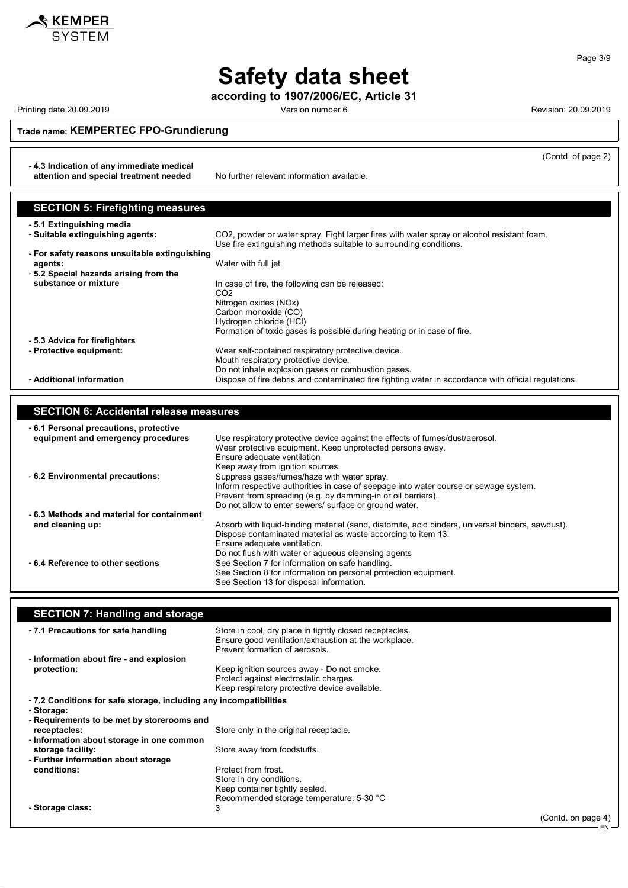**Safety data sheet**

**according to 1907/2006/EC, Article 31**

Printing date 20.09.2019 Version number 6 Revision: 20.09.2019

**Trade name: KEMPERTEC FPO-Grundierung**

(Contd. of page 2)

- **4.3 Indication of any immediate medical attention and special treatment needed** No further relevant information available.

## SECTION 5: Firefighting measures

- **5.1 Extinguishing media**
- **Suitable extinguishing agents:** $CO_2$, powder or water spray. Fight larger fires with water spray or alcohol resistant foam. Use fire extinguishing methods suitable to surrounding conditions.
- **For safety reasons unsuitable extinguishing agents:** Water with full jet
- **5.2 Special hazards arising from the substance or mixture** In case of fire, the following can be released:
  $CO_2$
  Nitrogen oxides (NOx)
  Carbon monoxide (CO)
  Hydrogen chloride (HCl)
  Formation of toxic gases is possible during heating or in case of fire.
- **5.3 Advice for firefighters**
- **Protective equipment:** Wear self-contained respiratory protective device.
  Mouth respiratory protective device.
  Do not inhale explosion gases or combustion gases.
- **Additional information** Dispose of fire debris and contaminated fire fighting water in accordance with official regulations.

## SECTION 6: Accidental release measures

- **6.1 Personal precautions, protective equipment and emergency procedures** Use respiratory protective device against the effects of fumes/dust/aerosol.
  Wear protective equipment. Keep unprotected persons away.
  Ensure adequate ventilation
  Keep away from ignition sources.
- **6.2 Environmental precautions:** Suppress gases/fumes/haze with water spray.
  Inform respective authorities in case of seepage into water course or sewage system.
  Prevent from spreading (e.g. by damming-in or oil barriers).
  Do not allow to enter sewers/ surface or ground water.
- **6.3 Methods and material for containment and cleaning up:** Absorb with liquid-binding material (sand, diatomite, acid binders, universal binders, sawdust).
  Dispose contaminated material as waste according to item 13.
  Ensure adequate ventilation.
  Do not flush with water or aqueous cleansing agents
- **6.4 Reference to other sections** See Section 7 for information on safe handling.
  See Section 8 for information on personal protection equipment.
  See Section 13 for disposal information.

## SECTION 7: Handling and storage

- **7.1 Precautions for safe handling** Store in cool, dry place in tightly closed receptacles.
  Ensure good ventilation/exhaustion at the workplace.
  Prevent formation of aerosols.
- **Information about fire - and explosion protection:** Keep ignition sources away - Do not smoke.
  Protect against electrostatic charges.
  Keep respiratory protective device available.
- **7.2 Conditions for safe storage, including any incompatibilities**
- **Storage:**
- **Requirements to be met by storerooms and receptacles:** Store only in the original receptacle.
- **Information about storage in one common storage facility:** Store away from foodstuffs.
- **Further information about storage conditions:** Protect from frost.
  Store in dry conditions.
  Keep container tightly sealed.
  Recommended storage temperature: 5-30 °C
- **Storage class:** 3

(Contd. on page 4)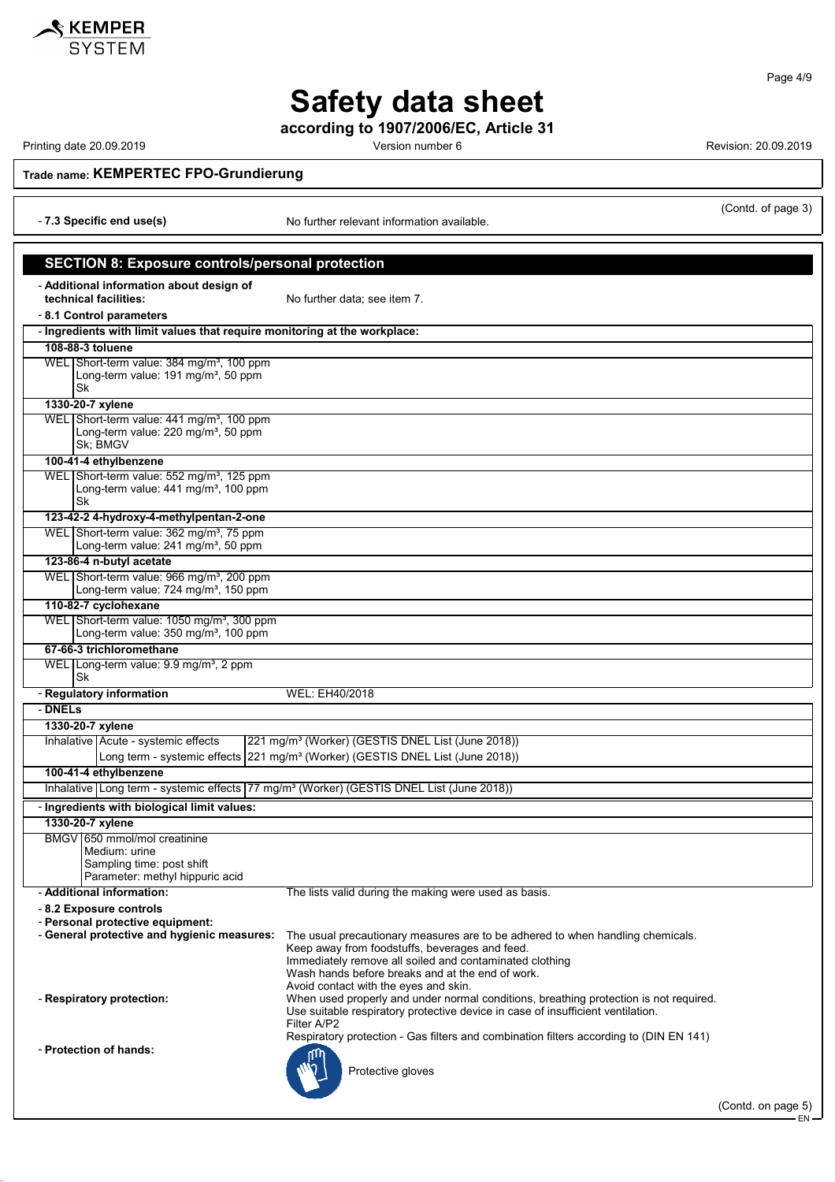**Trade name: KEMPERTEC FPO-Grundierung**

(Contd. of page 3)

- **7.3 Specific end use(s)** No further relevant information available.

## SECTION 8: Exposure controls/personal protection

- **Additional information about design of technical facilities:** No further data; see item 7.

- **8.1 Control parameters**

- **Ingredients with limit values that require monitoring at the workplace:**

**108-88-3 toluene**

WEL | Short-term value: 384 mg/m³, 100 ppm
Long-term value: 191 mg/m³, 50 ppm
Sk

**1330-20-7 xylene**

WEL | Short-term value: 441 mg/m³, 100 ppm
Long-term value: 220 mg/m³, 50 ppm
Sk; BMGV

**100-41-4 ethylbenzene**

WEL | Short-term value: 552 mg/m³, 125 ppm
Long-term value: 441 mg/m³, 100 ppm
Sk

**123-42-2 4-hydroxy-4-methylpentan-2-one**

WEL | Short-term value: 362 mg/m³, 75 ppm
Long-term value: 241 mg/m³, 50 ppm

**123-86-4 n-butyl acetate**

WEL | Short-term value: 966 mg/m³, 200 ppm
Long-term value: 724 mg/m³, 150 ppm

**110-82-7 cyclohexane**

WEL | Short-term value: 1050 mg/m³, 300 ppm
Long-term value: 350 mg/m³, 100 ppm

**67-66-3 trichloromethane**

WEL | Long-term value: 9.9 mg/m³, 2 ppm
Sk

- **Regulatory information** WEL: EH40/2018

- **DNELs**

**1330-20-7 xylene**

| | | |
|---|---|---|
| Inhalative | Acute - systemic effects | 221 mg/m³ (Worker) (GESTIS DNEL List (June 2018)) |
| | Long term - systemic effects | 221 mg/m³ (Worker) (GESTIS DNEL List (June 2018)) |

**100-41-4 ethylbenzene**

| | | |
|---|---|---|
| Inhalative | Long term - systemic effects | 77 mg/m³ (Worker) (GESTIS DNEL List (June 2018)) |

- **Ingredients with biological limit values:**

**1330-20-7 xylene**

BMGV | 650 mmol/mol creatinine
Medium: urine
Sampling time: post shift
Parameter: methyl hippuric acid

- **Additional information:** The lists valid during the making were used as basis.

- **8.2 Exposure controls**
- **Personal protective equipment:**
- **General protective and hygienic measures:** The usual precautionary measures are to be adhered to when handling chemicals.
Keep away from foodstuffs, beverages and feed.
Immediately remove all soiled and contaminated clothing
Wash hands before breaks and at the end of work.
Avoid contact with the eyes and skin.
- **Respiratory protection:** When used properly and under normal conditions, breathing protection is not required.
Use suitable respiratory protective device in case of insufficient ventilation.
Filter A/P2
Respiratory protection - Gas filters and combination filters according to (DIN EN 141)
- **Protection of hands:**

Protective gloves

(Contd. on page 5)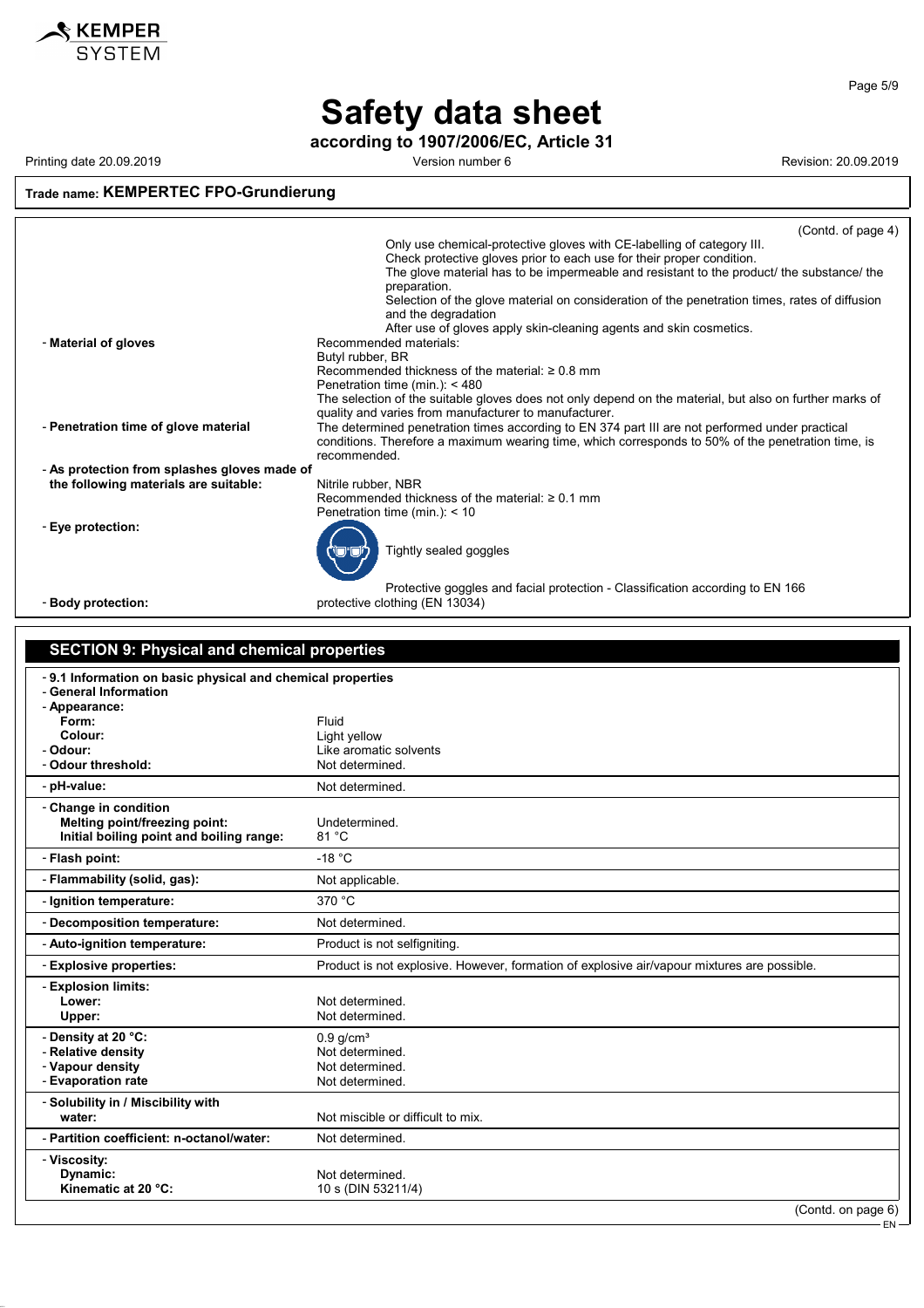# Safety data sheet

**according to 1907/2006/EC, Article 31**

Printing date 20.09.2019 Version number 6 Revision: 20.09.2019

**Trade name: KEMPERTEC FPO-Grundierung**

(Contd. of page 4)

Only use chemical-protective gloves with CE-labelling of category III.
Check protective gloves prior to each use for their proper condition.
The glove material has to be impermeable and resistant to the product/ the substance/ the preparation.
Selection of the glove material on consideration of the penetration times, rates of diffusion and the degradation
After use of gloves apply skin-cleaning agents and skin cosmetics.

- **Material of gloves**
  Recommended materials:
  Butyl rubber, BR
  Recommended thickness of the material: ≥ 0.8 mm
  Penetration time (min.): < 480
  The selection of the suitable gloves does not only depend on the material, but also on further marks of quality and varies from manufacturer to manufacturer.
- **Penetration time of glove material**
  The determined penetration times according to EN 374 part III are not performed under practical conditions. Therefore a maximum wearing time, which corresponds to 50% of the penetration time, is recommended.
- **As protection from splashes gloves made of the following materials are suitable:**
  Nitrile rubber, NBR
  Recommended thickness of the material: ≥ 0.1 mm
  Penetration time (min.): < 10
- **Eye protection:**
  Tightly sealed goggles
  Protective goggles and facial protection - Classification according to EN 166
- **Body protection:** protective clothing (EN 13034)

## SECTION 9: Physical and chemical properties

| | |
|---|---|
| **- 9.1 Information on basic physical and chemical properties** | |
| **- General Information** | |
| **- Appearance:** | |
| **Form:** | Fluid |
| **Colour:** | Light yellow |
| **- Odour:** | Like aromatic solvents |
| **- Odour threshold:** | Not determined. |
| **- pH-value:** | Not determined. |
| **- Change in condition** | |
| **Melting point/freezing point:** | Undetermined. |
| **Initial boiling point and boiling range:** | 81 °C |
| **- Flash point:** | -18 °C |
| **- Flammability (solid, gas):** | Not applicable. |
| **- Ignition temperature:** | 370 °C |
| **- Decomposition temperature:** | Not determined. |
| **- Auto-ignition temperature:** | Product is not selfigniting. |
| **- Explosive properties:** | Product is not explosive. However, formation of explosive air/vapour mixtures are possible. |
| **- Explosion limits:** | |
| **Lower:** | Not determined. |
| **Upper:** | Not determined. |
| **- Density at 20 °C:** | 0.9 g/cm³ |
| **- Relative density** | Not determined. |
| **- Vapour density** | Not determined. |
| **- Evaporation rate** | Not determined. |
| **- Solubility in / Miscibility with water:** | Not miscible or difficult to mix. |
| **- Partition coefficient: n-octanol/water:** | Not determined. |
| **- Viscosity:** | |
| **Dynamic:** | Not determined. |
| **Kinematic at 20 °C:** | 10 s (DIN 53211/4) |

(Contd. on page 6)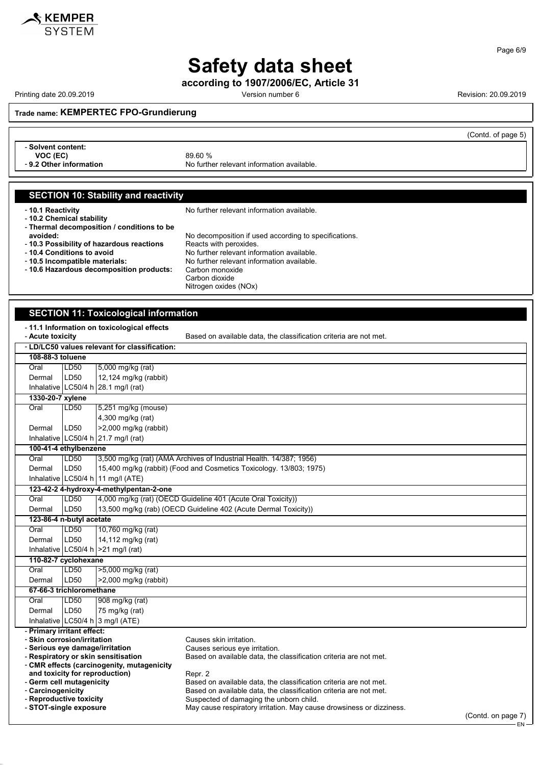**Trade name: KEMPERTEC FPO-Grundierung**

(Contd. of page 5)

- **Solvent content:**
  **VOC (EC)** 89.60 %
- **9.2 Other information** No further relevant information available.

## SECTION 10: Stability and reactivity

- **10.1 Reactivity** No further relevant information available.
- **10.2 Chemical stability**
- **Thermal decomposition / conditions to be avoided:** No decomposition if used according to specifications.
- **10.3 Possibility of hazardous reactions** Reacts with peroxides.
- **10.4 Conditions to avoid** No further relevant information available.
- **10.5 Incompatible materials:** No further relevant information available.
- **10.6 Hazardous decomposition products:** Carbon monoxide
  Carbon dioxide
  Nitrogen oxides (NOx)

## SECTION 11: Toxicological information

- **11.1 Information on toxicological effects**
- **Acute toxicity** Based on available data, the classification criteria are not met.

| - LD/LC50 values relevant for classification: | | |
|---|---|---|
| **108-88-3 toluene** | | |
| Oral | LD50 | 5,000 mg/kg (rat) |
| Dermal | LD50 | 12,124 mg/kg (rabbit) |
| Inhalative | LC50/4 h | 28.1 mg/l (rat) |
| **1330-20-7 xylene** | | |
| Oral | LD50 | 5,251 mg/kg (mouse) |
| | | 4,300 mg/kg (rat) |
| Dermal | LD50 | >2,000 mg/kg (rabbit) |
| Inhalative | LC50/4 h | 21.7 mg/l (rat) |
| **100-41-4 ethylbenzene** | | |
| Oral | LD50 | 3,500 mg/kg (rat) (AMA Archives of Industrial Health. 14/387; 1956) |
| Dermal | LD50 | 15,400 mg/kg (rabbit) (Food and Cosmetics Toxicology. 13/803; 1975) |
| Inhalative | LC50/4 h | 11 mg/l (ATE) |
| **123-42-2 4-hydroxy-4-methylpentan-2-one** | | |
| Oral | LD50 | 4,000 mg/kg (rat) (OECD Guideline 401 (Acute Oral Toxicity)) |
| Dermal | LD50 | 13,500 mg/kg (rab) (OECD Guideline 402 (Acute Dermal Toxicity)) |
| **123-86-4 n-butyl acetate** | | |
| Oral | LD50 | 10,760 mg/kg (rat) |
| Dermal | LD50 | 14,112 mg/kg (rat) |
| Inhalative | LC50/4 h | >21 mg/l (rat) |
| **110-82-7 cyclohexane** | | |
| Oral | LD50 | >5,000 mg/kg (rat) |
| Dermal | LD50 | >2,000 mg/kg (rabbit) |
| **67-66-3 trichloromethane** | | |
| Oral | LD50 | 908 mg/kg (rat) |
| Dermal | LD50 | 75 mg/kg (rat) |
| Inhalative | LC50/4 h | 3 mg/l (ATE) |

- **Primary irritant effect:**
- **Skin corrosion/irritation** Causes skin irritation.
- **Serious eye damage/irritation** Causes serious eye irritation.
- **Respiratory or skin sensitisation** Based on available data, the classification criteria are not met.
- **CMR effects (carcinogenity, mutagenicity and toxicity for reproduction)** Repr. 2
- **Germ cell mutagenicity** Based on available data, the classification criteria are not met.
- **Carcinogenicity** Based on available data, the classification criteria are not met.
- **Reproductive toxicity** Suspected of damaging the unborn child.
- **STOT-single exposure** May cause respiratory irritation. May cause drowsiness or dizziness.

(Contd. on page 7)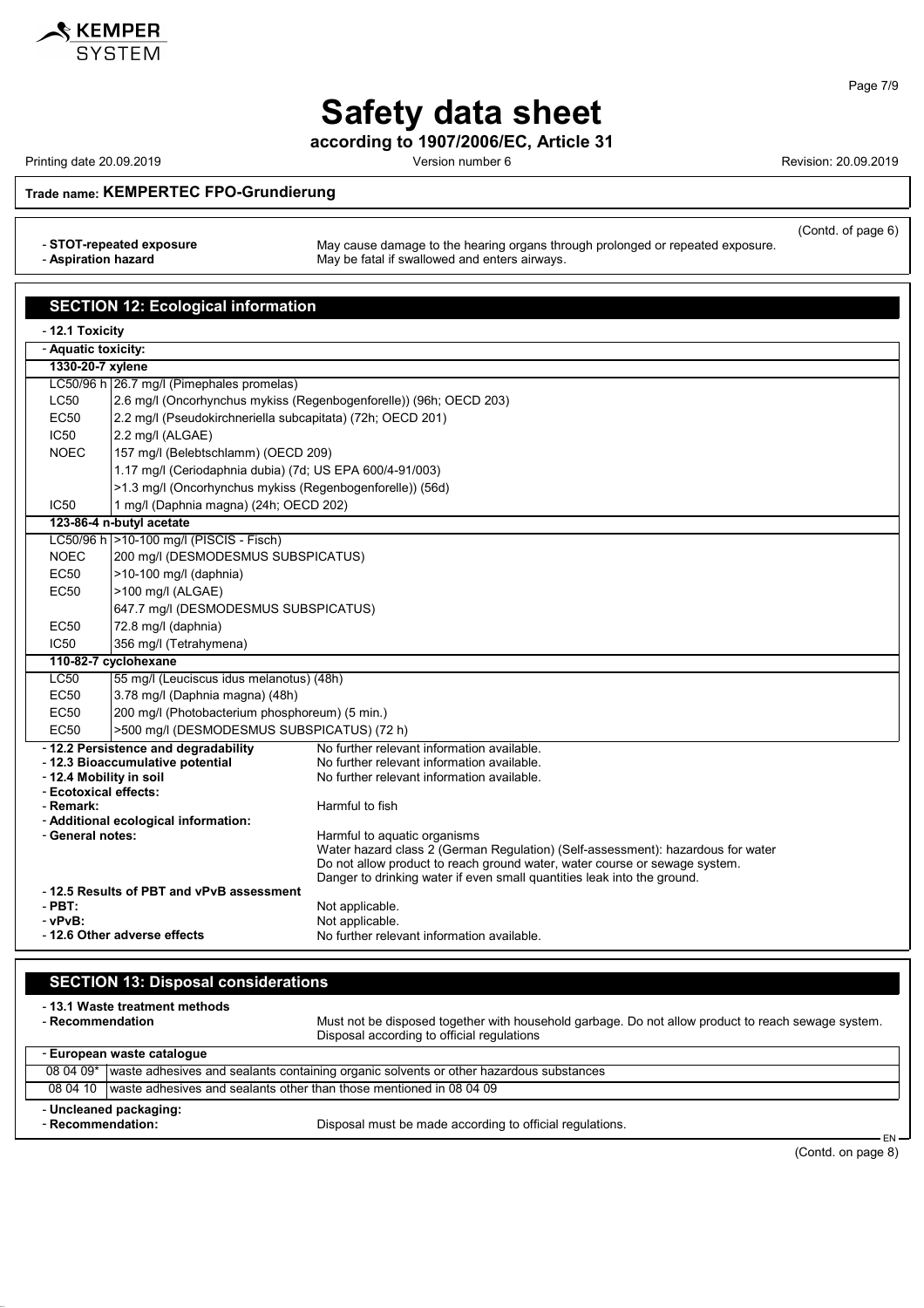# Safety data sheet

**according to 1907/2006/EC, Article 31**

Printing date 20.09.2019 | Version number 6 | Revision: 20.09.2019

**Trade name: KEMPERTEC FPO-Grundierung**

(Contd. of page 6)

- **STOT-repeated exposure** May cause damage to the hearing organs through prolonged or repeated exposure.
- **Aspiration hazard** May be fatal if swallowed and enters airways.

## SECTION 12: Ecological information

- **12.1 Toxicity**

- **Aquatic toxicity:**

| | |
|---|---|
| **1330-20-7 xylene** | |
| LC50/96 h | 26.7 mg/l (Pimephales promelas) |
| LC50 | 2.6 mg/l (Oncorhynchus mykiss (Regenbogenforelle)) (96h; OECD 203) |
| EC50 | 2.2 mg/l (Pseudokirchneriella subcapitata) (72h; OECD 201) |
| IC50 | 2.2 mg/l (ALGAE) |
| NOEC | 157 mg/l (Belebtschlamm) (OECD 209) |
| | 1.17 mg/l (Ceriodaphnia dubia) (7d; US EPA 600/4-91/003) |
| | >1.3 mg/l (Oncorhynchus mykiss (Regenbogenforelle)) (56d) |
| IC50 | 1 mg/l (Daphnia magna) (24h; OECD 202) |
| **123-86-4 n-butyl acetate** | |
| LC50/96 h | >10-100 mg/l (PISCIS - Fisch) |
| NOEC | 200 mg/l (DESMODESMUS SUBSPICATUS) |
| EC50 | >10-100 mg/l (daphnia) |
| EC50 | >100 mg/l (ALGAE) |
| | 647.7 mg/l (DESMODESMUS SUBSPICATUS) |
| EC50 | 72.8 mg/l (daphnia) |
| IC50 | 356 mg/l (Tetrahymena) |
| **110-82-7 cyclohexane** | |
| LC50 | 55 mg/l (Leuciscus idus melanotus) (48h) |
| EC50 | 3.78 mg/l (Daphnia magna) (48h) |
| EC50 | 200 mg/l (Photobacterium phosphoreum) (5 min.) |
| EC50 | >500 mg/l (DESMODESMUS SUBSPICATUS) (72 h) |

- **12.2 Persistence and degradability** No further relevant information available.
- **12.3 Bioaccumulative potential** No further relevant information available.
- **12.4 Mobility in soil** No further relevant information available.
- **Ecotoxical effects:**
- **Remark:** Harmful to fish
- **Additional ecological information:**
- **General notes:** Harmful to aquatic organisms
  Water hazard class 2 (German Regulation) (Self-assessment): hazardous for water
  Do not allow product to reach ground water, water course or sewage system.
  Danger to drinking water if even small quantities leak into the ground.
- **12.5 Results of PBT and vPvB assessment**
- **PBT:** Not applicable.
- **vPvB:** Not applicable.
- **12.6 Other adverse effects** No further relevant information available.

## SECTION 13: Disposal considerations

- **13.1 Waste treatment methods**
- **Recommendation** Must not be disposed together with household garbage. Do not allow product to reach sewage system. Disposal according to official regulations

- **European waste catalogue**

| | |
|---|---|
| 08 04 09* | waste adhesives and sealants containing organic solvents or other hazardous substances |
| 08 04 10 | waste adhesives and sealants other than those mentioned in 08 04 09 |

- **Uncleaned packaging:**
- **Recommendation:** Disposal must be made according to official regulations.

(Contd. on page 8)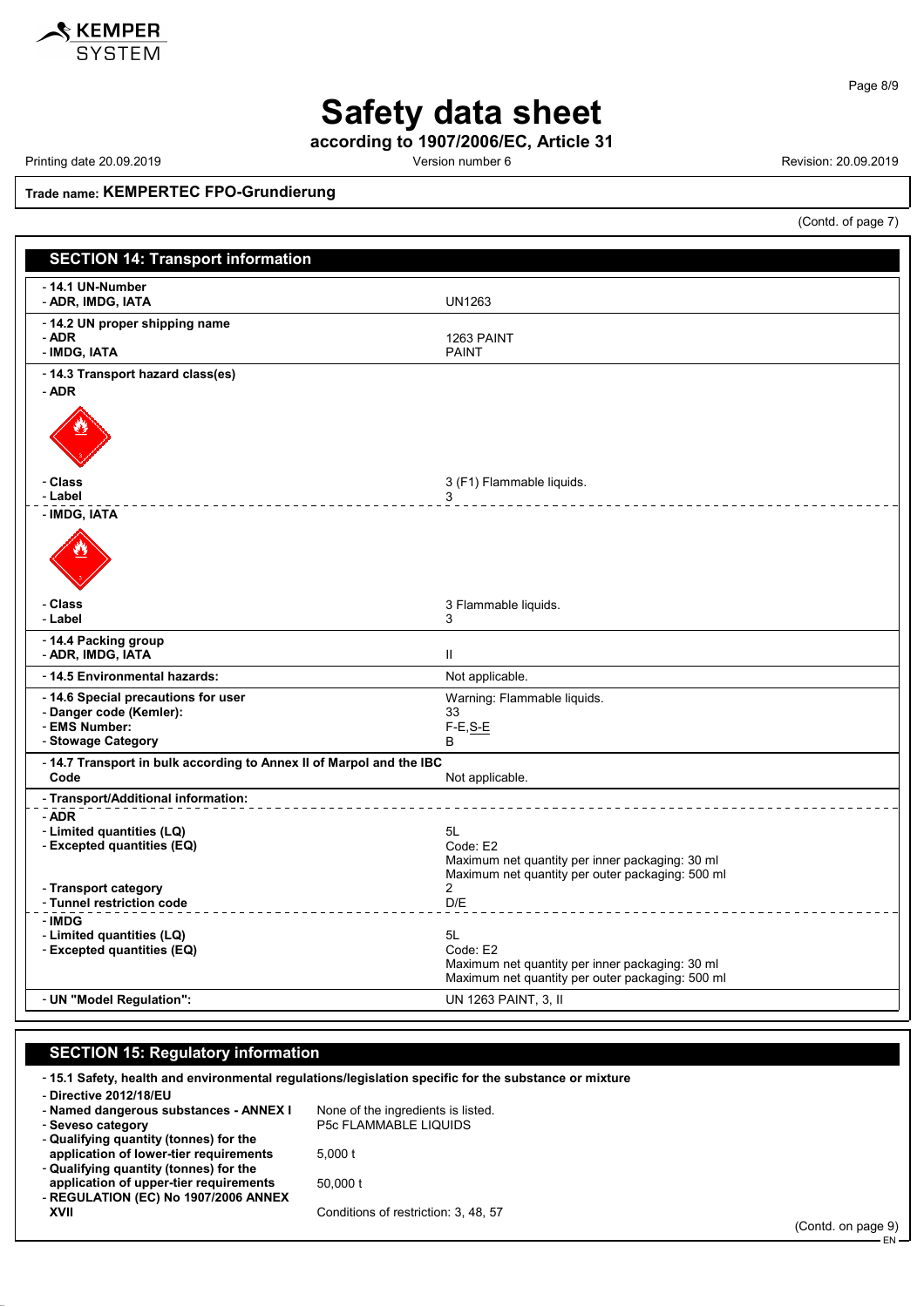**Safety data sheet**

**according to 1907/2006/EC, Article 31**

Printing date 20.09.2019 Version number 6 Revision: 20.09.2019

**Trade name: KEMPERTEC FPO-Grundierung**

(Contd. of page 7)

## SECTION 14: Transport information

| | |
|---|---|
| - **14.1 UN-Number** | |
| - **ADR, IMDG, IATA** | UN1263 |
| - **14.2 UN proper shipping name** | |
| - **ADR** | 1263 PAINT |
| - **IMDG, IATA** | PAINT |
| - **14.3 Transport hazard class(es)** | |
| - **ADR** | |
| - **Class** | 3 (F1) Flammable liquids. |
| - **Label** | 3 |
| - **IMDG, IATA** | |
| - **Class** | 3 Flammable liquids. |
| - **Label** | 3 |
| - **14.4 Packing group** | |
| - **ADR, IMDG, IATA** | II |
| - **14.5 Environmental hazards:** | Not applicable. |
| - **14.6 Special precautions for user** | Warning: Flammable liquids. |
| - **Danger code (Kemler):** | 33 |
| - **EMS Number:** | F-E,S-E |
| - **Stowage Category** | B |
| - **14.7 Transport in bulk according to Annex II of Marpol and the IBC Code** | Not applicable. |
| - **Transport/Additional information:** | |
| - **ADR** | |
| - **Limited quantities (LQ)** | 5L |
| - **Excepted quantities (EQ)** | Code: E2<br>Maximum net quantity per inner packaging: 30 ml<br>Maximum net quantity per outer packaging: 500 ml |
| - **Transport category** | 2 |
| - **Tunnel restriction code** | D/E |
| - **IMDG** | |
| - **Limited quantities (LQ)** | 5L |
| - **Excepted quantities (EQ)** | Code: E2<br>Maximum net quantity per inner packaging: 30 ml<br>Maximum net quantity per outer packaging: 500 ml |
| - **UN "Model Regulation":** | UN 1263 PAINT, 3, II |

## SECTION 15: Regulatory information

- **15.1 Safety, health and environmental regulations/legislation specific for the substance or mixture**

| | |
|---|---|
| - **Directive 2012/18/EU** | |
| - **Named dangerous substances - ANNEX I** | None of the ingredients is listed. |
| - **Seveso category** | P5c FLAMMABLE LIQUIDS |
| - **Qualifying quantity (tonnes) for the application of lower-tier requirements** | 5,000 t |
| - **Qualifying quantity (tonnes) for the application of upper-tier requirements** | 50,000 t |
| - **REGULATION (EC) No 1907/2006 ANNEX XVII** | Conditions of restriction: 3, 48, 57 |

(Contd. on page 9)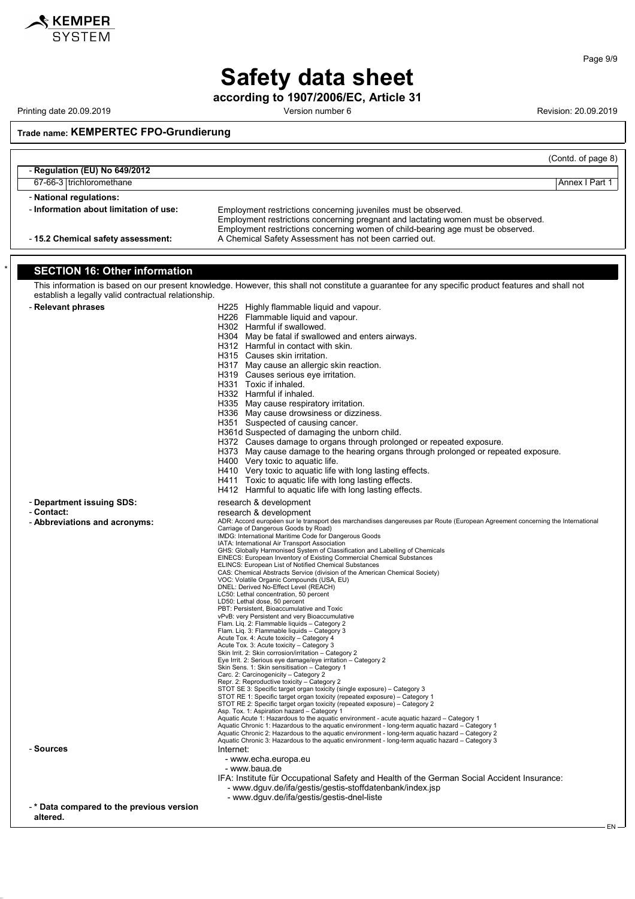# Safety data sheet

**according to 1907/2006/EC, Article 31**

Printing date 20.09.2019 | Version number 6 | Revision: 20.09.2019

**Trade name: KEMPERTEC FPO-Grundierung**

(Contd. of page 8)

- **Regulation (EU) No 649/2012**

| | | |
|---|---|---|
| 67-66-3 | trichloromethane | Annex I Part 1 |

- **National regulations:**
- **Information about limitation of use:** Employment restrictions concerning juveniles must be observed. Employment restrictions concerning pregnant and lactating women must be observed. Employment restrictions concerning women of child-bearing age must be observed.
- **15.2 Chemical safety assessment:** A Chemical Safety Assessment has not been carried out.

## * SECTION 16: Other information

This information is based on our present knowledge. However, this shall not constitute a guarantee for any specific product features and shall not establish a legally valid contractual relationship.

- **Relevant phrases**
  - H225 Highly flammable liquid and vapour.
  - H226 Flammable liquid and vapour.
  - H302 Harmful if swallowed.
  - H304 May be fatal if swallowed and enters airways.
  - H312 Harmful in contact with skin.
  - H315 Causes skin irritation.
  - H317 May cause an allergic skin reaction.
  - H319 Causes serious eye irritation.
  - H331 Toxic if inhaled.
  - H332 Harmful if inhaled.
  - H335 May cause respiratory irritation.
  - H336 May cause drowsiness or dizziness.
  - H351 Suspected of causing cancer.
  - H361d Suspected of damaging the unborn child.
  - H372 Causes damage to organs through prolonged or repeated exposure.
  - H373 May cause damage to the hearing organs through prolonged or repeated exposure.
  - H400 Very toxic to aquatic life.
  - H410 Very toxic to aquatic life with long lasting effects.
  - H411 Toxic to aquatic life with long lasting effects.
  - H412 Harmful to aquatic life with long lasting effects.
- **Department issuing SDS:** research & development
- **Contact:** research & development
- **Abbreviations and acronyms:**
  - ADR: Accord européen sur le transport des marchandises dangereuses par Route (European Agreement concerning the International Carriage of Dangerous Goods by Road)
  - IMDG: International Maritime Code for Dangerous Goods
  - IATA: International Air Transport Association
  - GHS: Globally Harmonised System of Classification and Labelling of Chemicals
  - EINECS: European Inventory of Existing Commercial Chemical Substances
  - ELINCS: European List of Notified Chemical Substances
  - CAS: Chemical Abstracts Service (division of the American Chemical Society)
  - VOC: Volatile Organic Compounds (USA, EU)
  - DNEL: Derived No-Effect Level (REACH)
  - LC50: Lethal concentration, 50 percent
  - LD50: Lethal dose, 50 percent
  - PBT: Persistent, Bioaccumulative and Toxic
  - vPvB: very Persistent and very Bioaccumulative
  - Flam. Liq. 2: Flammable liquids – Category 2
  - Flam. Liq. 3: Flammable liquids – Category 3
  - Acute Tox. 4: Acute toxicity – Category 4
  - Acute Tox. 3: Acute toxicity – Category 3
  - Skin Irrit. 2: Skin corrosion/irritation – Category 2
  - Eye Irrit. 2: Serious eye damage/eye irritation – Category 2
  - Skin Sens. 1: Skin sensitisation – Category 1
  - Carc. 2: Carcinogenicity – Category 2
  - Repr. 2: Reproductive toxicity – Category 2
  - STOT SE 3: Specific target organ toxicity (single exposure) – Category 3
  - STOT RE 1: Specific target organ toxicity (repeated exposure) – Category 1
  - STOT RE 2: Specific target organ toxicity (repeated exposure) – Category 2
  - Asp. Tox. 1: Aspiration hazard – Category 1
  - Aquatic Acute 1: Hazardous to the aquatic environment - acute aquatic hazard – Category 1
  - Aquatic Chronic 1: Hazardous to the aquatic environment - long-term aquatic hazard – Category 1
  - Aquatic Chronic 2: Hazardous to the aquatic environment - long-term aquatic hazard – Category 2
  - Aquatic Chronic 3: Hazardous to the aquatic environment - long-term aquatic hazard – Category 3
- **Sources**
  - Internet:
    - www.echa.europa.eu
    - www.baua.de
  - IFA: Institute für Occupational Safety and Health of the German Social Accident Insurance:
    - www.dguv.de/ifa/gestis/gestis-stoffdatenbank/index.jsp
    - www.dguv.de/ifa/gestis/gestis-dnel-liste
- **\* Data compared to the previous version altered.**